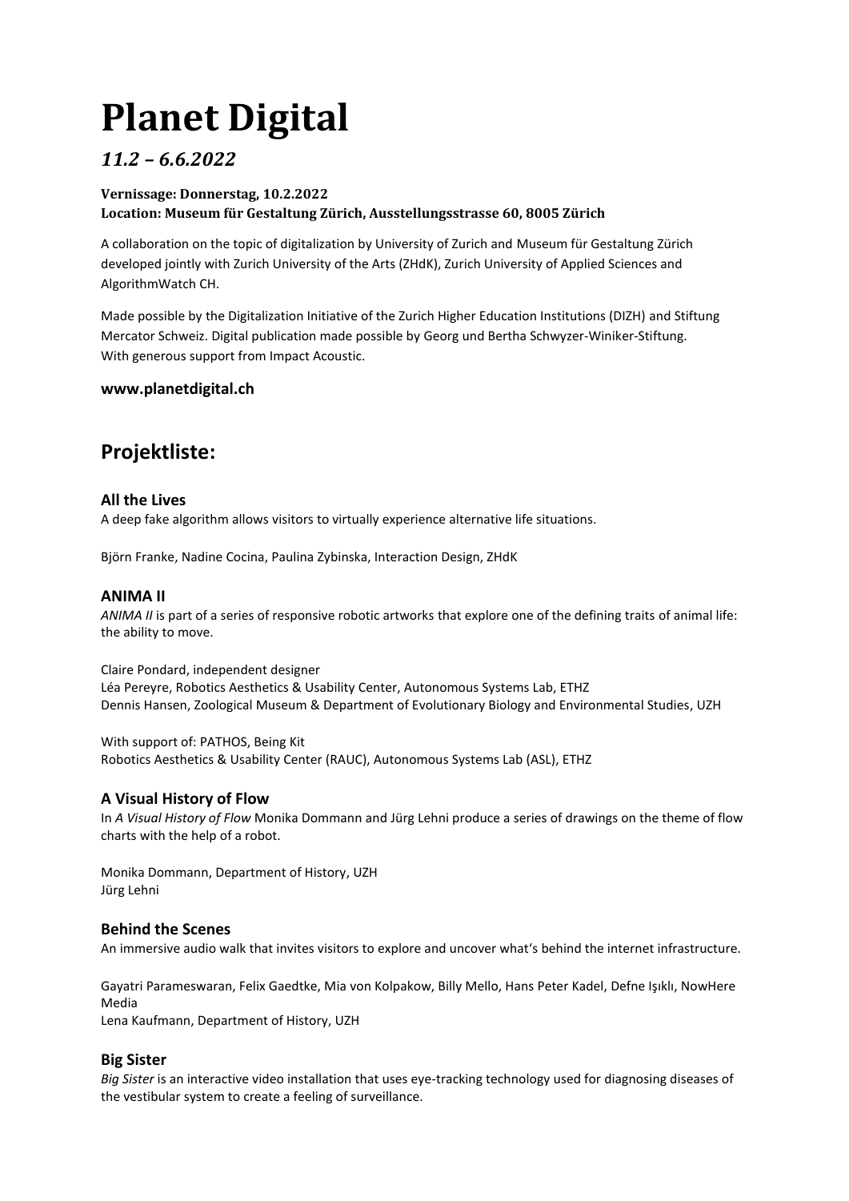# Planet Digital

## *11.2 – 6.6.2022*

**Vernissage: Donnerstag, 10.2.2022**
**Location: Museum für Gestaltung Zürich, Ausstellungsstrasse 60, 8005 Zürich**

A collaboration on the topic of digitalization by University of Zurich and Museum für Gestaltung Zürich developed jointly with Zurich University of the Arts (ZHdK), Zurich University of Applied Sciences and AlgorithmWatch CH.

Made possible by the Digitalization Initiative of the Zurich Higher Education Institutions (DIZH) and Stiftung Mercator Schweiz. Digital publication made possible by Georg und Bertha Schwyzer-Winiker-Stiftung. With generous support from Impact Acoustic.

**www.planetdigital.ch**

## Projektliste:

### All the Lives

A deep fake algorithm allows visitors to virtually experience alternative life situations.

Björn Franke, Nadine Cocina, Paulina Zybinska, Interaction Design, ZHdK

### ANIMA II

*ANIMA II* is part of a series of responsive robotic artworks that explore one of the defining traits of animal life: the ability to move.

Claire Pondard, independent designer
Léa Pereyre, Robotics Aesthetics & Usability Center, Autonomous Systems Lab, ETHZ
Dennis Hansen, Zoological Museum & Department of Evolutionary Biology and Environmental Studies, UZH

With support of: PATHOS, Being Kit
Robotics Aesthetics & Usability Center (RAUC), Autonomous Systems Lab (ASL), ETHZ

### A Visual History of Flow

In *A Visual History of Flow* Monika Dommann and Jürg Lehni produce a series of drawings on the theme of flow charts with the help of a robot.

Monika Dommann, Department of History, UZH
Jürg Lehni

### Behind the Scenes

An immersive audio walk that invites visitors to explore and uncover what's behind the internet infrastructure.

Gayatri Parameswaran, Felix Gaedtke, Mia von Kolpakow, Billy Mello, Hans Peter Kadel, Defne Işıklı, NowHere Media
Lena Kaufmann, Department of History, UZH

### Big Sister

*Big Sister* is an interactive video installation that uses eye-tracking technology used for diagnosing diseases of the vestibular system to create a feeling of surveillance.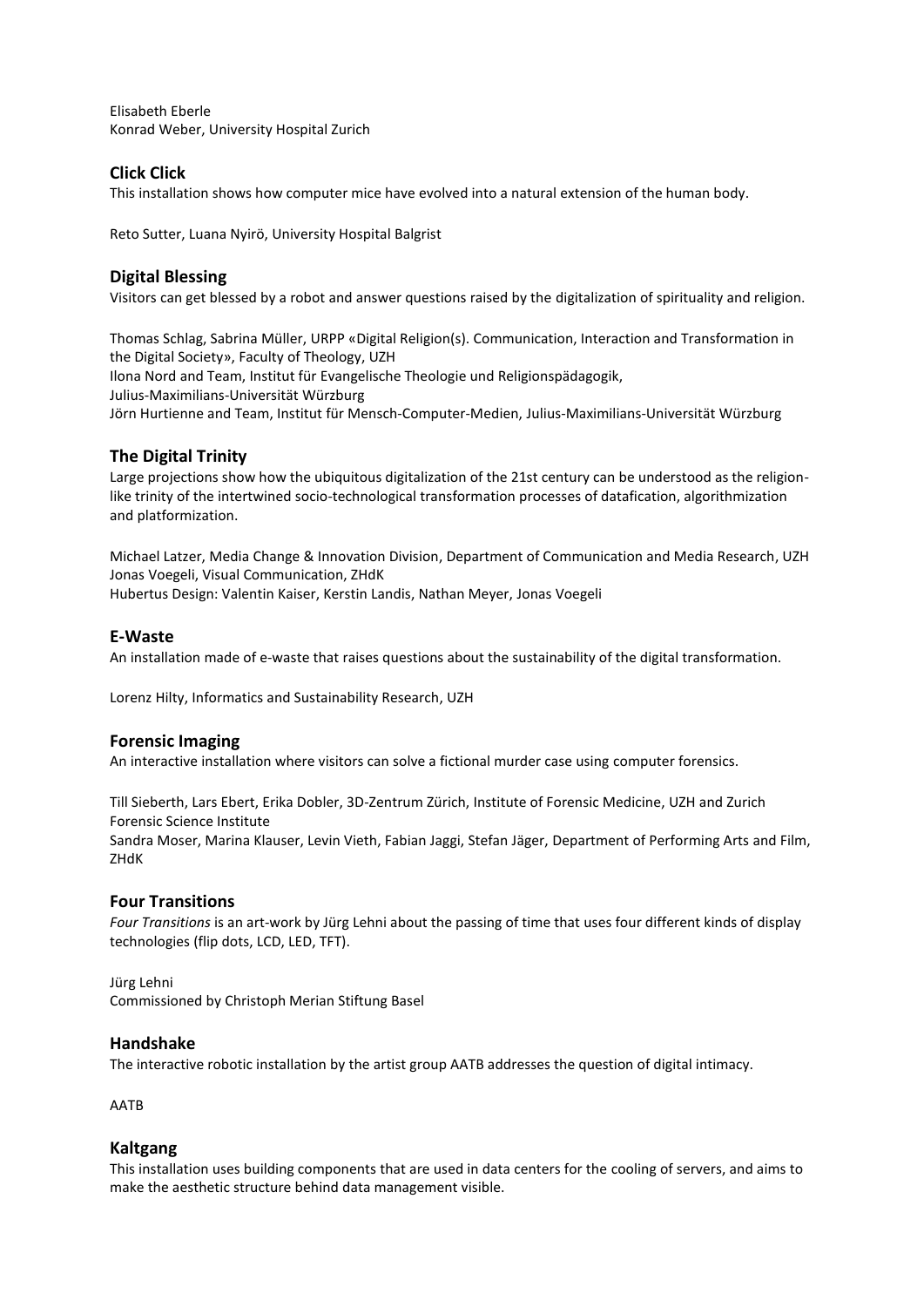Elisabeth Eberle
Konrad Weber, University Hospital Zurich

### Click Click

This installation shows how computer mice have evolved into a natural extension of the human body.

Reto Sutter, Luana Nyirö, University Hospital Balgrist

### Digital Blessing

Visitors can get blessed by a robot and answer questions raised by the digitalization of spirituality and religion.

Thomas Schlag, Sabrina Müller, URPP «Digital Religion(s). Communication, Interaction and Transformation in the Digital Society», Faculty of Theology, UZH
Ilona Nord and Team, Institut für Evangelische Theologie und Religionspädagogik, Julius-Maximilians-Universität Würzburg
Jörn Hurtienne and Team, Institut für Mensch-Computer-Medien, Julius-Maximilians-Universität Würzburg

### The Digital Trinity

Large projections show how the ubiquitous digitalization of the 21st century can be understood as the religion-like trinity of the intertwined socio-technological transformation processes of datafication, algorithmization and platformization.

Michael Latzer, Media Change & Innovation Division, Department of Communication and Media Research, UZH
Jonas Voegeli, Visual Communication, ZHdK
Hubertus Design: Valentin Kaiser, Kerstin Landis, Nathan Meyer, Jonas Voegeli

### E-Waste

An installation made of e-waste that raises questions about the sustainability of the digital transformation.

Lorenz Hilty, Informatics and Sustainability Research, UZH

### Forensic Imaging

An interactive installation where visitors can solve a fictional murder case using computer forensics.

Till Sieberth, Lars Ebert, Erika Dobler, 3D-Zentrum Zürich, Institute of Forensic Medicine, UZH and Zurich Forensic Science Institute
Sandra Moser, Marina Klauser, Levin Vieth, Fabian Jaggi, Stefan Jäger, Department of Performing Arts and Film, ZHdK

### Four Transitions

*Four Transitions* is an art-work by Jürg Lehni about the passing of time that uses four different kinds of display technologies (flip dots, LCD, LED, TFT).

Jürg Lehni
Commissioned by Christoph Merian Stiftung Basel

### Handshake

The interactive robotic installation by the artist group AATB addresses the question of digital intimacy.

AATB

### Kaltgang

This installation uses building components that are used in data centers for the cooling of servers, and aims to make the aesthetic structure behind data management visible.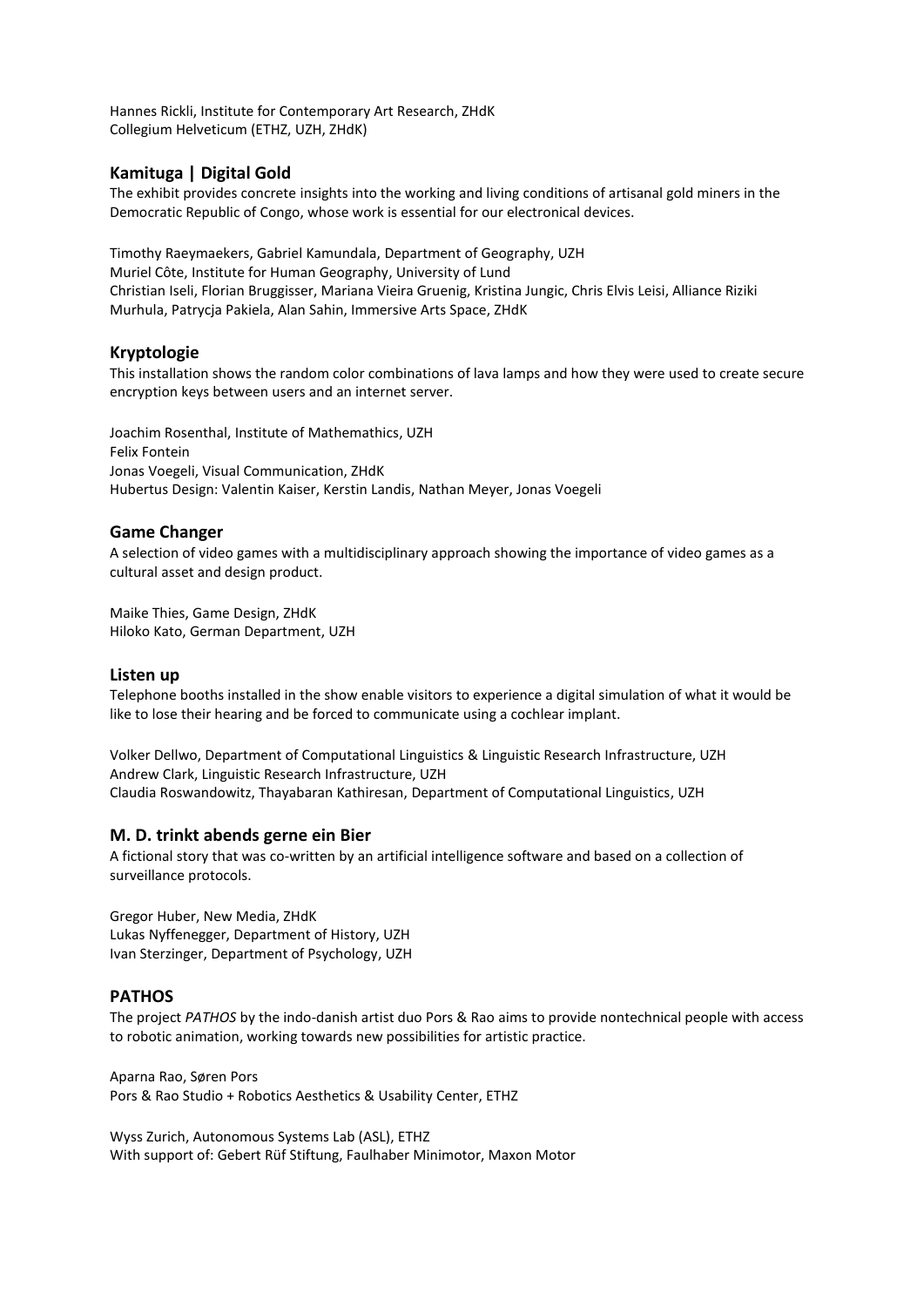Hannes Rickli, Institute for Contemporary Art Research, ZHdK
Collegium Helveticum (ETHZ, UZH, ZHdK)

## Kamituga | Digital Gold

The exhibit provides concrete insights into the working and living conditions of artisanal gold miners in the Democratic Republic of Congo, whose work is essential for our electronical devices.

Timothy Raeymaekers, Gabriel Kamundala, Department of Geography, UZH
Muriel Côte, Institute for Human Geography, University of Lund
Christian Iseli, Florian Bruggisser, Mariana Vieira Gruenig, Kristina Jungic, Chris Elvis Leisi, Alliance Riziki Murhula, Patrycja Pakiela, Alan Sahin, Immersive Arts Space, ZHdK

## Kryptologie

This installation shows the random color combinations of lava lamps and how they were used to create secure encryption keys between users and an internet server.

Joachim Rosenthal, Institute of Mathemathics, UZH
Felix Fontein
Jonas Voegeli, Visual Communication, ZHdK
Hubertus Design: Valentin Kaiser, Kerstin Landis, Nathan Meyer, Jonas Voegeli

## Game Changer

A selection of video games with a multidisciplinary approach showing the importance of video games as a cultural asset and design product.

Maike Thies, Game Design, ZHdK
Hiloko Kato, German Department, UZH

## Listen up

Telephone booths installed in the show enable visitors to experience a digital simulation of what it would be like to lose their hearing and be forced to communicate using a cochlear implant.

Volker Dellwo, Department of Computational Linguistics & Linguistic Research Infrastructure, UZH
Andrew Clark, Linguistic Research Infrastructure, UZH
Claudia Roswandowitz, Thayabaran Kathiresan, Department of Computational Linguistics, UZH

## M. D. trinkt abends gerne ein Bier

A fictional story that was co-written by an artificial intelligence software and based on a collection of surveillance protocols.

Gregor Huber, New Media, ZHdK
Lukas Nyffenegger, Department of History, UZH
Ivan Sterzinger, Department of Psychology, UZH

## PATHOS

The project *PATHOS* by the indo-danish artist duo Pors & Rao aims to provide nontechnical people with access to robotic animation, working towards new possibilities for artistic practice.

Aparna Rao, Søren Pors
Pors & Rao Studio + Robotics Aesthetics & Usability Center, ETHZ

Wyss Zurich, Autonomous Systems Lab (ASL), ETHZ
With support of: Gebert Rüf Stiftung, Faulhaber Minimotor, Maxon Motor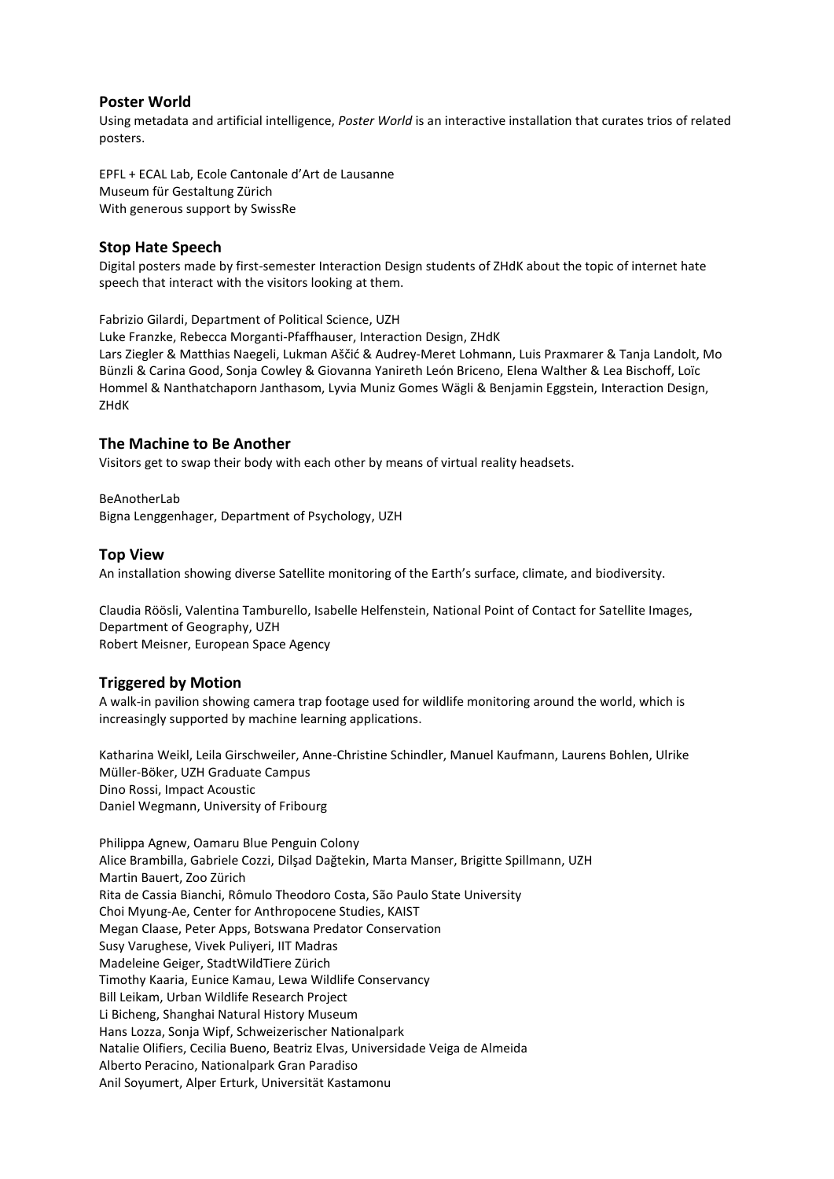### Poster World

Using metadata and artificial intelligence, *Poster World* is an interactive installation that curates trios of related posters.

EPFL + ECAL Lab, Ecole Cantonale d'Art de Lausanne
Museum für Gestaltung Zürich
With generous support by SwissRe

### Stop Hate Speech

Digital posters made by first-semester Interaction Design students of ZHdK about the topic of internet hate speech that interact with the visitors looking at them.

Fabrizio Gilardi, Department of Political Science, UZH
Luke Franzke, Rebecca Morganti-Pfaffhauser, Interaction Design, ZHdK
Lars Ziegler & Matthias Naegeli, Lukman Aščić & Audrey-Meret Lohmann, Luis Praxmarer & Tanja Landolt, Mo Bünzli & Carina Good, Sonja Cowley & Giovanna Yanireth León Briceno, Elena Walther & Lea Bischoff, Loïc Hommel & Nanthatchaporn Janthasom, Lyvia Muniz Gomes Wägli & Benjamin Eggstein, Interaction Design, ZHdK

### The Machine to Be Another

Visitors get to swap their body with each other by means of virtual reality headsets.

BeAnotherLab
Bigna Lenggenhager, Department of Psychology, UZH

### Top View

An installation showing diverse Satellite monitoring of the Earth's surface, climate, and biodiversity.

Claudia Röösli, Valentina Tamburello, Isabelle Helfenstein, National Point of Contact for Satellite Images, Department of Geography, UZH
Robert Meisner, European Space Agency

### Triggered by Motion

A walk-in pavilion showing camera trap footage used for wildlife monitoring around the world, which is increasingly supported by machine learning applications.

Katharina Weikl, Leila Girschweiler, Anne-Christine Schindler, Manuel Kaufmann, Laurens Bohlen, Ulrike Müller-Böker, UZH Graduate Campus
Dino Rossi, Impact Acoustic
Daniel Wegmann, University of Fribourg

Philippa Agnew, Oamaru Blue Penguin Colony
Alice Brambilla, Gabriele Cozzi, Dilşad Dağtekin, Marta Manser, Brigitte Spillmann, UZH
Martin Bauert, Zoo Zürich
Rita de Cassia Bianchi, Rômulo Theodoro Costa, São Paulo State University
Choi Myung-Ae, Center for Anthropocene Studies, KAIST
Megan Claase, Peter Apps, Botswana Predator Conservation
Susy Varughese, Vivek Puliyeri, IIT Madras
Madeleine Geiger, StadtWildTiere Zürich
Timothy Kaaria, Eunice Kamau, Lewa Wildlife Conservancy
Bill Leikam, Urban Wildlife Research Project
Li Bicheng, Shanghai Natural History Museum
Hans Lozza, Sonja Wipf, Schweizerischer Nationalpark
Natalie Olifiers, Cecilia Bueno, Beatriz Elvas, Universidade Veiga de Almeida
Alberto Peracino, Nationalpark Gran Paradiso
Anil Soyumert, Alper Erturk, Universität Kastamonu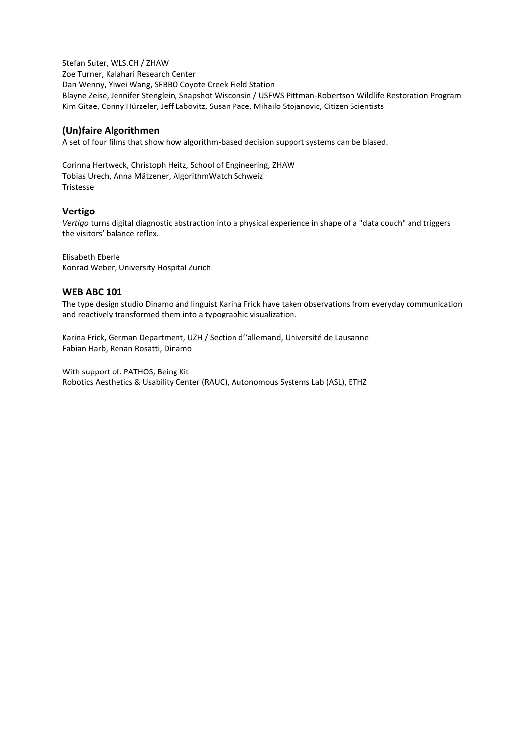Stefan Suter, WLS.CH / ZHAW
Zoe Turner, Kalahari Research Center
Dan Wenny, Yiwei Wang, SFBBO Coyote Creek Field Station
Blayne Zeise, Jennifer Stenglein, Snapshot Wisconsin / USFWS Pittman-Robertson Wildlife Restoration Program
Kim Gitae, Conny Hürzeler, Jeff Labovitz, Susan Pace, Mihailo Stojanovic, Citizen Scientists

## (Un)faire Algorithmen

A set of four films that show how algorithm-based decision support systems can be biased.

Corinna Hertweck, Christoph Heitz, School of Engineering, ZHAW
Tobias Urech, Anna Mätzener, AlgorithmWatch Schweiz
Tristesse

## Vertigo

*Vertigo* turns digital diagnostic abstraction into a physical experience in shape of a "data couch" and triggers the visitors' balance reflex.

Elisabeth Eberle
Konrad Weber, University Hospital Zurich

## WEB ABC 101

The type design studio Dinamo and linguist Karina Frick have taken observations from everyday communication and reactively transformed them into a typographic visualization.

Karina Frick, German Department, UZH / Section d''allemand, Université de Lausanne
Fabian Harb, Renan Rosatti, Dinamo

With support of: PATHOS, Being Kit
Robotics Aesthetics & Usability Center (RAUC), Autonomous Systems Lab (ASL), ETHZ